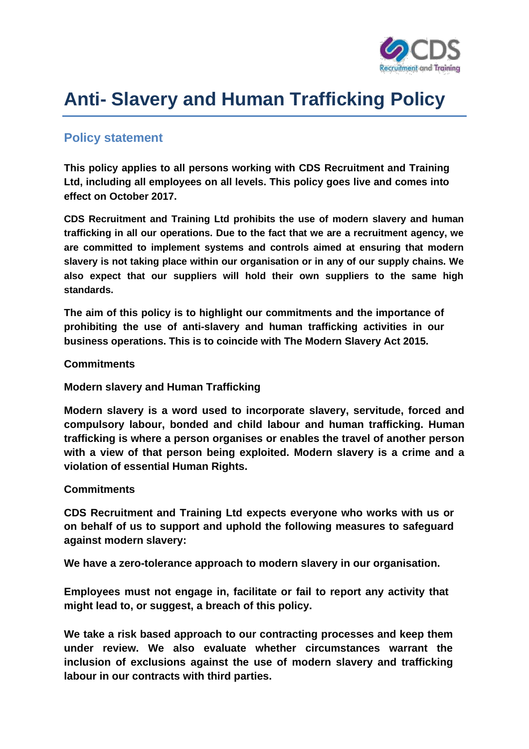# Anti- Slavery and Human Trafficking Policy

## Policy statement

**This policy applies to all persons working with CDS Recruitment and Training Ltd, including all employees on all levels. This policy goes live and comes into effect on October 2017.**

**CDS Recruitment and Training Ltd prohibits the use of modern slavery and human trafficking in all our operations. Due to the fact that we are a recruitment agency, we are committed to implement systems and controls aimed at ensuring that modern slavery is not taking place within our organisation or in any of our supply chains. We also expect that our suppliers will hold their own suppliers to the same high standards.**

**The aim of this policy is to highlight our commitments and the importance of prohibiting the use of anti-slavery and human trafficking activities in our business operations. This is to coincide with The Modern Slavery Act 2015.**

**Commitments**

**Modern slavery and Human Trafficking**

**Modern slavery is a word used to incorporate slavery, servitude, forced and compulsory labour, bonded and child labour and human trafficking. Human trafficking is where a person organises or enables the travel of another person with a view of that person being exploited. Modern slavery is a crime and a violation of essential Human Rights.**

**Commitments**

**CDS Recruitment and Training Ltd expects everyone who works with us or on behalf of us to support and uphold the following measures to safeguard against modern slavery:**

**We have a zero-tolerance approach to modern slavery in our organisation.**

**Employees must not engage in, facilitate or fail to report any activity that might lead to, or suggest, a breach of this policy.**

**We take a risk based approach to our contracting processes and keep them under review. We also evaluate whether circumstances warrant the inclusion of exclusions against the use of modern slavery and trafficking labour in our contracts with third parties.**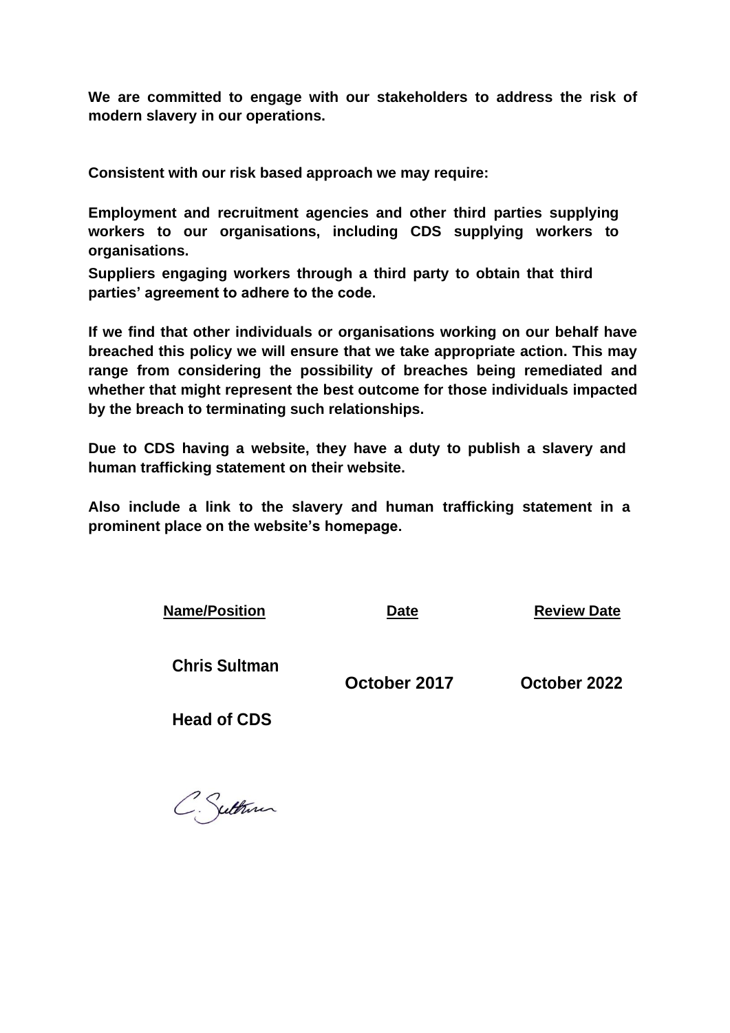**We are committed to engage with our stakeholders to address the risk of modern slavery in our operations.**

**Consistent with our risk based approach we may require:**

**Employment and recruitment agencies and other third parties supplying workers to our organisations, including CDS supplying workers to organisations.**

**Suppliers engaging workers through a third party to obtain that third parties' agreement to adhere to the code.**

**If we find that other individuals or organisations working on our behalf have breached this policy we will ensure that we take appropriate action. This may range from considering the possibility of breaches being remediated and whether that might represent the best outcome for those individuals impacted by the breach to terminating such relationships.**

**Due to CDS having a website, they have a duty to publish a slavery and human trafficking statement on their website.**

**Also include a link to the slavery and human trafficking statement in a prominent place on the website's homepage.**

| Name/Position | Date | Review Date |
|---|---|---|
| Chris Sultman<br><br>Head of CDS | October 2017 | October 2022 |

C. Sultman